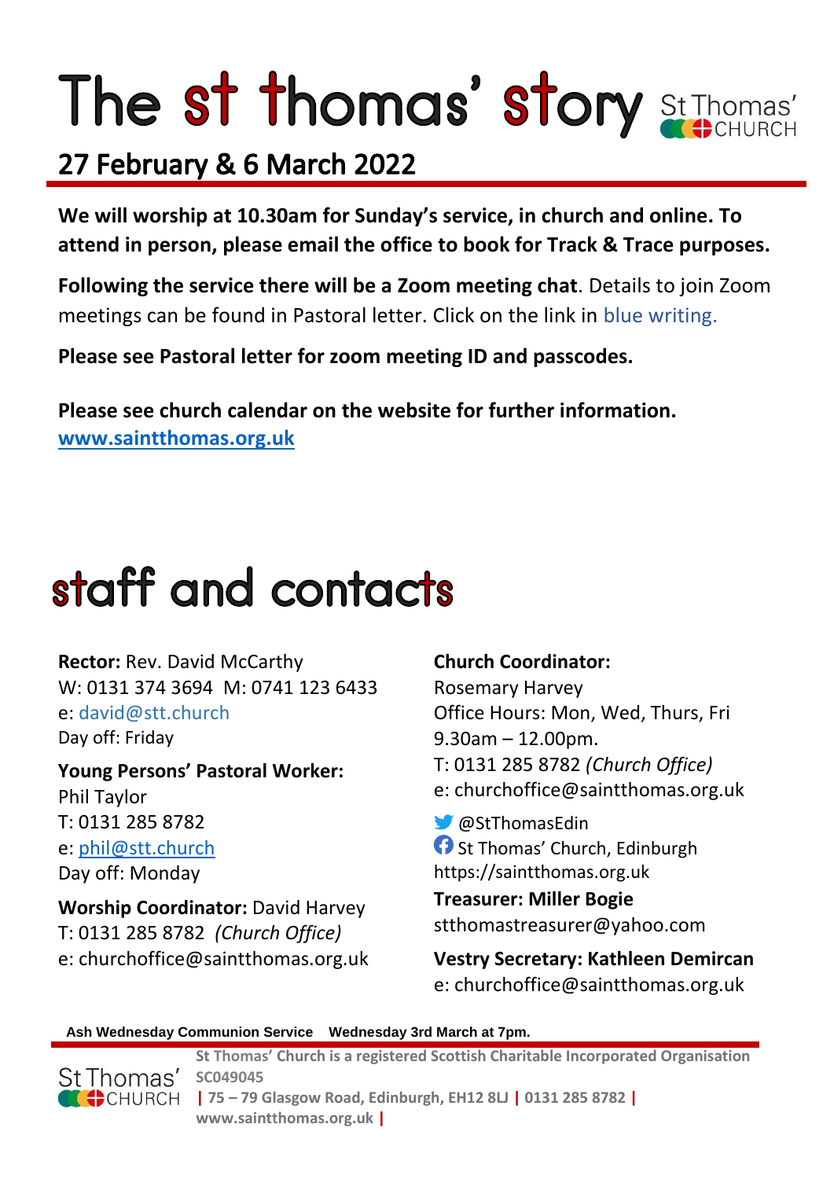# The st thomas' story

St Thomas' CHURCH

## 27 February & 6 March 2022

**We will worship at 10.30am for Sunday's service, in church and online. To attend in person, please email the office to book for Track & Trace purposes.**

**Following the service there will be a Zoom meeting chat**. Details to join Zoom meetings can be found in Pastoral letter. Click on the link in blue writing.

**Please see Pastoral letter for zoom meeting ID and passcodes.**

**Please see church calendar on the website for further information.**
**www.saintthomas.org.uk**

# staff and contacts

**Rector:** Rev. David McCarthy
W: 0131 374 3694 M: 0741 123 6433
e: david@stt.church
Day off: Friday

**Young Persons' Pastoral Worker:**
Phil Taylor
T: 0131 285 8782
e: phil@stt.church
Day off: Monday

**Worship Coordinator:** David Harvey
T: 0131 285 8782 *(Church Office)*
e: churchoffice@saintthomas.org.uk

**Church Coordinator:**
Rosemary Harvey
Office Hours: Mon, Wed, Thurs, Fri
9.30am – 12.00pm.
T: 0131 285 8782 *(Church Office)*
e: churchoffice@saintthomas.org.uk

@StThomasEdin
St Thomas' Church, Edinburgh
https://saintthomas.org.uk

**Treasurer: Miller Bogie**
stthomastreasurer@yahoo.com

**Vestry Secretary: Kathleen Demircan**
e: churchoffice@saintthomas.org.uk

**Ash Wednesday Communion Service Wednesday 3rd March at 7pm.**

St Thomas' CHURCH

**St Thomas' Church is a registered Scottish Charitable Incorporated Organisation SC049045 | 75 – 79 Glasgow Road, Edinburgh, EH12 8LJ | 0131 285 8782 | www.saintthomas.org.uk |**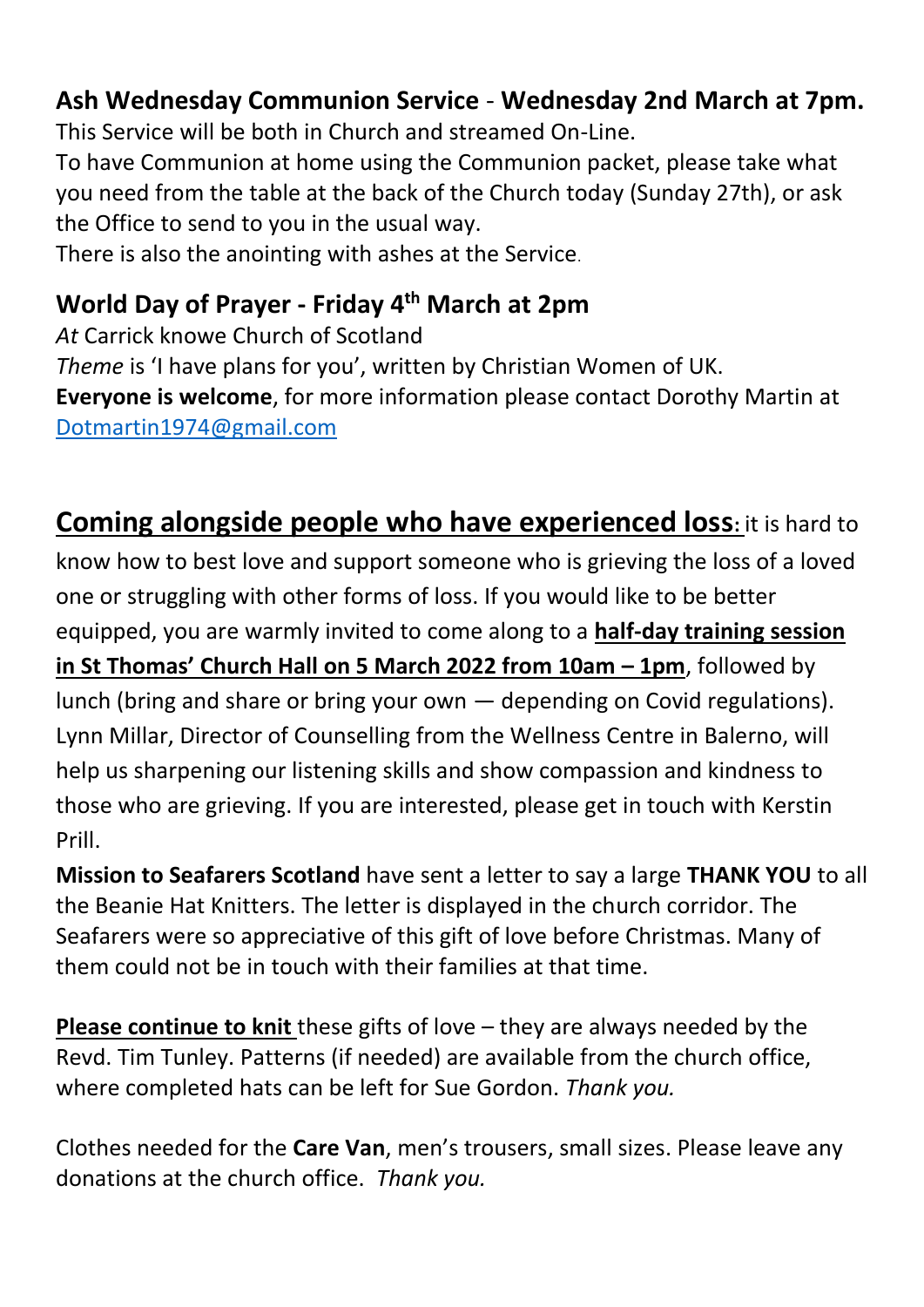**Ash Wednesday Communion Service** - **Wednesday 2nd March at 7pm.**
This Service will be both in Church and streamed On-Line.
To have Communion at home using the Communion packet, please take what you need from the table at the back of the Church today (Sunday 27th), or ask the Office to send to you in the usual way.
There is also the anointing with ashes at the Service.

**World Day of Prayer - Friday 4th March at 2pm**
*At* Carrick knowe Church of Scotland
*Theme* is 'I have plans for you', written by Christian Women of UK.
**Everyone is welcome**, for more information please contact Dorothy Martin at Dotmartin1974@gmail.com

**Coming alongside people who have experienced loss:** it is hard to know how to best love and support someone who is grieving the loss of a loved one or struggling with other forms of loss. If you would like to be better equipped, you are warmly invited to come along to a **half-day training session in St Thomas' Church Hall on 5 March 2022 from 10am – 1pm**, followed by lunch (bring and share or bring your own — depending on Covid regulations). Lynn Millar, Director of Counselling from the Wellness Centre in Balerno, will help us sharpening our listening skills and show compassion and kindness to those who are grieving. If you are interested, please get in touch with Kerstin Prill.

**Mission to Seafarers Scotland** have sent a letter to say a large **THANK YOU** to all the Beanie Hat Knitters. The letter is displayed in the church corridor. The Seafarers were so appreciative of this gift of love before Christmas. Many of them could not be in touch with their families at that time.

**Please continue to knit** these gifts of love – they are always needed by the Revd. Tim Tunley. Patterns (if needed) are available from the church office, where completed hats can be left for Sue Gordon. *Thank you.*

Clothes needed for the **Care Van**, men's trousers, small sizes. Please leave any donations at the church office. *Thank you.*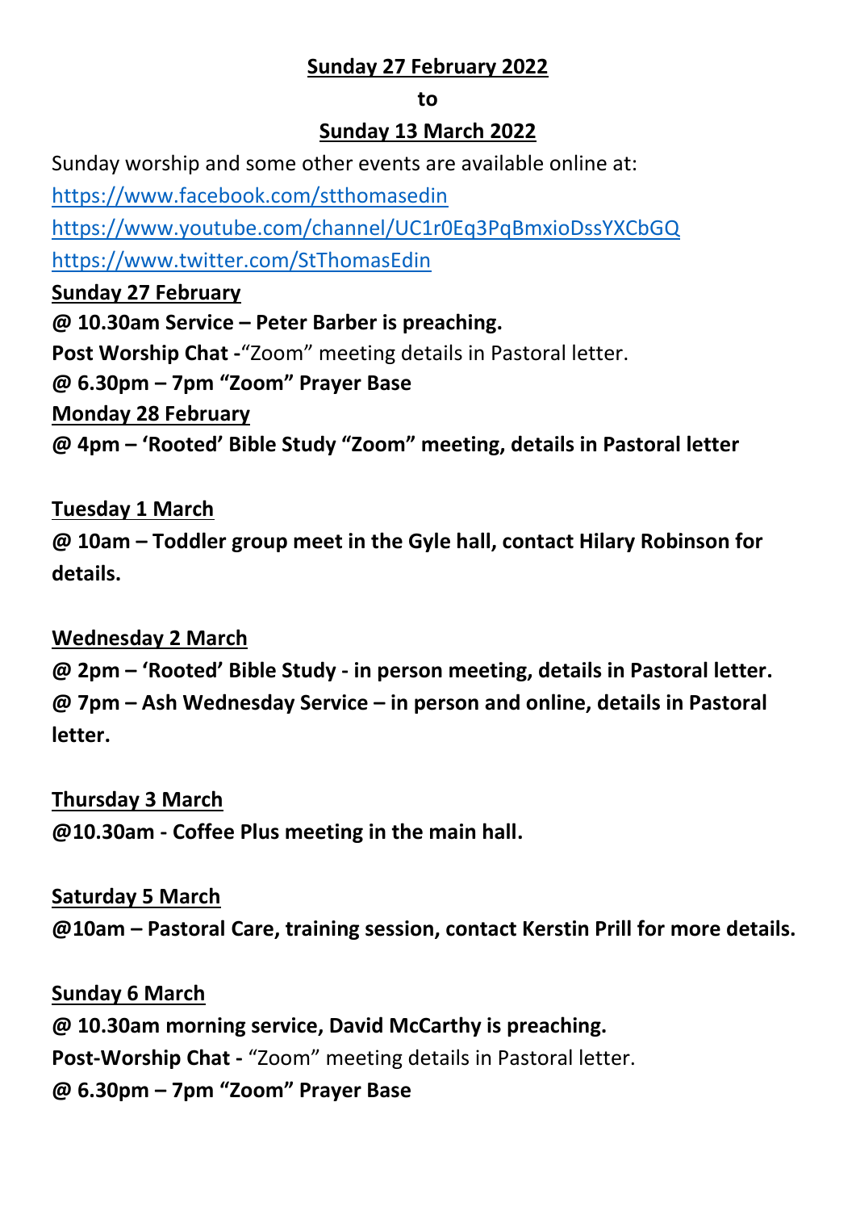**<u>Sunday 27 February 2022</u>**

**to**

**<u>Sunday 13 March 2022</u>**

Sunday worship and some other events are available online at:

https://www.facebook.com/stthomasedin

https://www.youtube.com/channel/UC1r0Eq3PqBmxioDssYXCbGQ

https://www.twitter.com/StThomasEdin

**<u>Sunday 27 February</u>**

**@ 10.30am Service – Peter Barber is preaching.**

**Post Worship Chat -**"Zoom" meeting details in Pastoral letter.

**@ 6.30pm – 7pm "Zoom" Prayer Base**

**<u>Monday 28 February</u>**

**@ 4pm – 'Rooted' Bible Study "Zoom" meeting, details in Pastoral letter**

**<u>Tuesday 1 March</u>**

**@ 10am – Toddler group meet in the Gyle hall, contact Hilary Robinson for details.**

**<u>Wednesday 2 March</u>**

**@ 2pm – 'Rooted' Bible Study - in person meeting, details in Pastoral letter.**

**@ 7pm – Ash Wednesday Service – in person and online, details in Pastoral letter.**

**<u>Thursday 3 March</u>**

**@10.30am - Coffee Plus meeting in the main hall.**

**<u>Saturday 5 March</u>**

**@10am – Pastoral Care, training session, contact Kerstin Prill for more details.**

**<u>Sunday 6 March</u>**

**@ 10.30am morning service, David McCarthy is preaching.**

**Post-Worship Chat -** "Zoom" meeting details in Pastoral letter.

**@ 6.30pm – 7pm "Zoom" Prayer Base**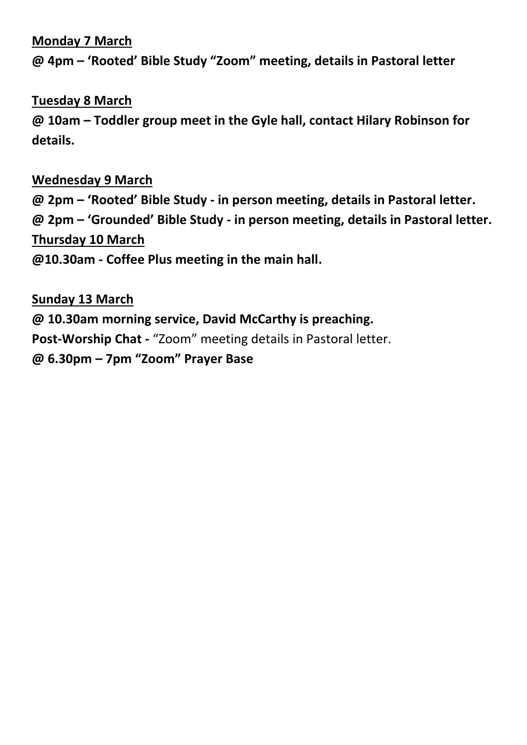**<u>Monday 7 March</u>**

**@ 4pm – 'Rooted' Bible Study "Zoom" meeting, details in Pastoral letter**

**<u>Tuesday 8 March</u>**

**@ 10am – Toddler group meet in the Gyle hall, contact Hilary Robinson for details.**

**<u>Wednesday 9 March</u>**

**@ 2pm – 'Rooted' Bible Study - in person meeting, details in Pastoral letter.**
**@ 2pm – 'Grounded' Bible Study - in person meeting, details in Pastoral letter.**

**<u>Thursday 10 March</u>**

**@10.30am - Coffee Plus meeting in the main hall.**

**<u>Sunday 13 March</u>**

**@ 10.30am morning service, David McCarthy is preaching.**
**Post-Worship Chat -** "Zoom" meeting details in Pastoral letter.
**@ 6.30pm – 7pm "Zoom" Prayer Base**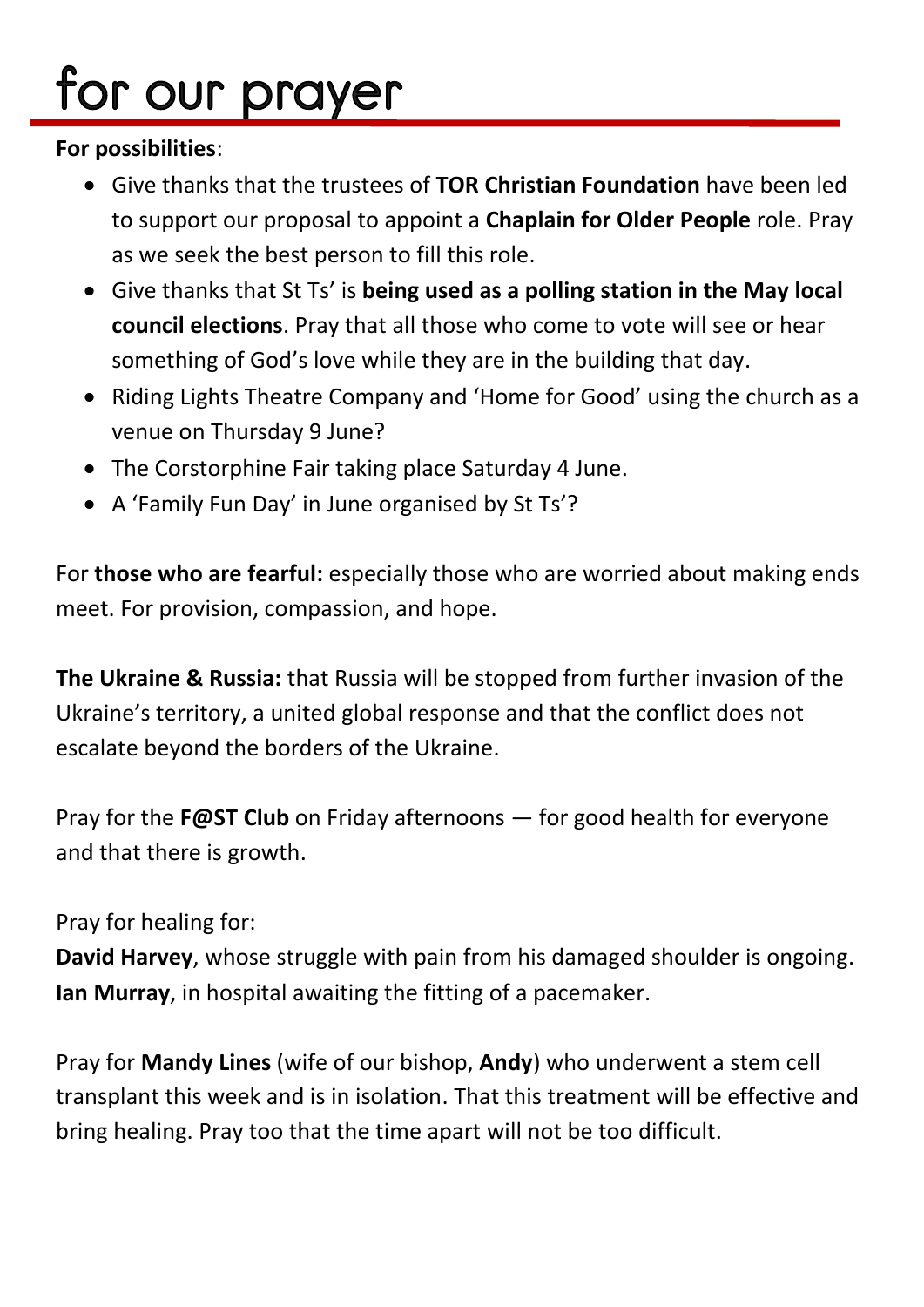# for our prayer

**For possibilities**:

- Give thanks that the trustees of **TOR Christian Foundation** have been led to support our proposal to appoint a **Chaplain for Older People** role. Pray as we seek the best person to fill this role.
- Give thanks that St Ts' is **being used as a polling station in the May local council elections**. Pray that all those who come to vote will see or hear something of God's love while they are in the building that day.
- Riding Lights Theatre Company and 'Home for Good' using the church as a venue on Thursday 9 June?
- The Corstorphine Fair taking place Saturday 4 June.
- A 'Family Fun Day' in June organised by St Ts'?

For **those who are fearful:** especially those who are worried about making ends meet. For provision, compassion, and hope.

**The Ukraine & Russia:** that Russia will be stopped from further invasion of the Ukraine's territory, a united global response and that the conflict does not escalate beyond the borders of the Ukraine.

Pray for the **F@ST Club** on Friday afternoons — for good health for everyone and that there is growth.

Pray for healing for:
**David Harvey**, whose struggle with pain from his damaged shoulder is ongoing.
**Ian Murray**, in hospital awaiting the fitting of a pacemaker.

Pray for **Mandy Lines** (wife of our bishop, **Andy**) who underwent a stem cell transplant this week and is in isolation. That this treatment will be effective and bring healing. Pray too that the time apart will not be too difficult.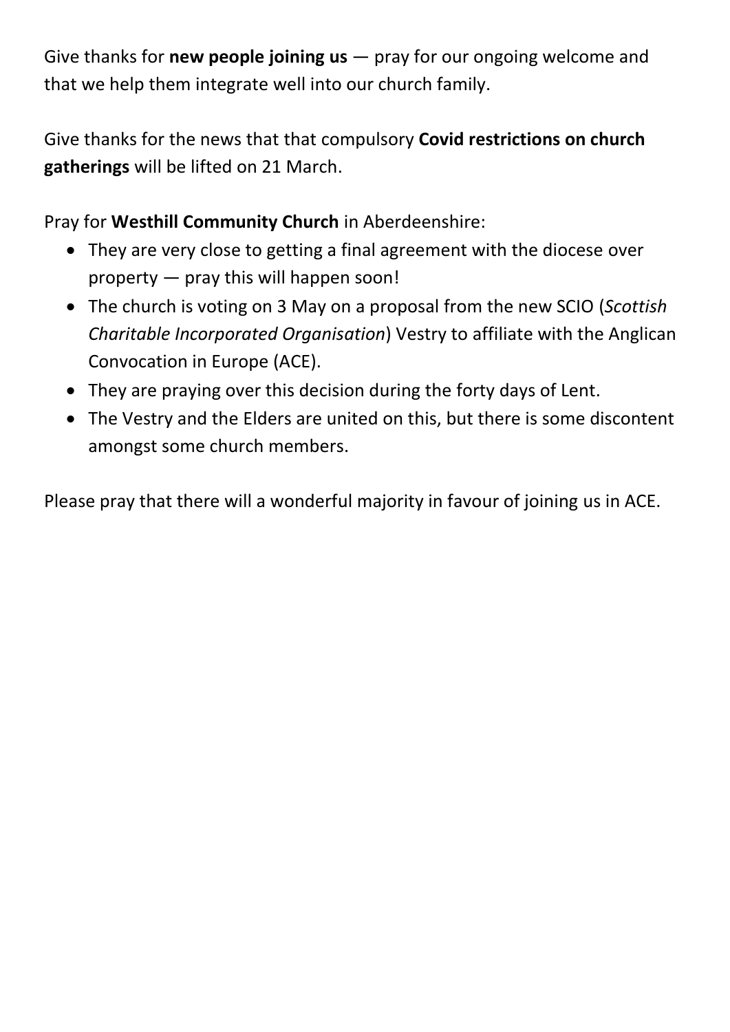Give thanks for **new people joining us** — pray for our ongoing welcome and that we help them integrate well into our church family.

Give thanks for the news that that compulsory **Covid restrictions on church gatherings** will be lifted on 21 March.

Pray for **Westhill Community Church** in Aberdeenshire:

- They are very close to getting a final agreement with the diocese over property — pray this will happen soon!
- The church is voting on 3 May on a proposal from the new SCIO (*Scottish Charitable Incorporated Organisation*) Vestry to affiliate with the Anglican Convocation in Europe (ACE).
- They are praying over this decision during the forty days of Lent.
- The Vestry and the Elders are united on this, but there is some discontent amongst some church members.

Please pray that there will a wonderful majority in favour of joining us in ACE.